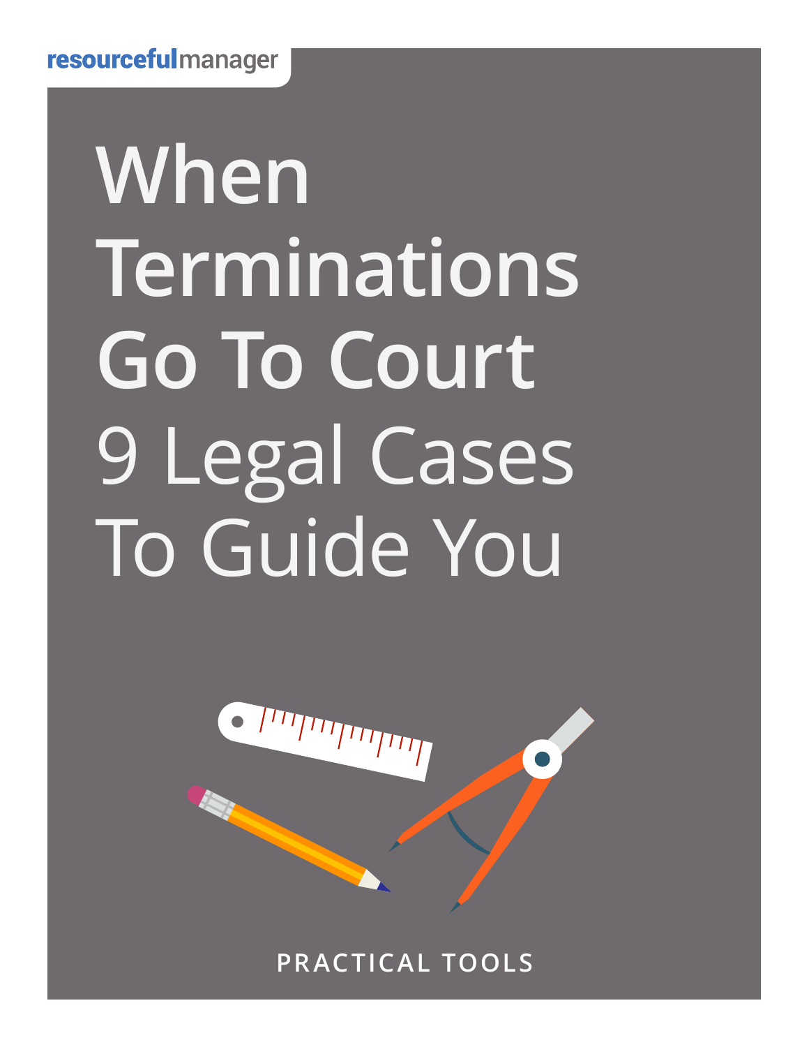resourcefulmanager

# When Terminations Go To Court

## 9 Legal Cases To Guide You

PRACTICAL TOOLS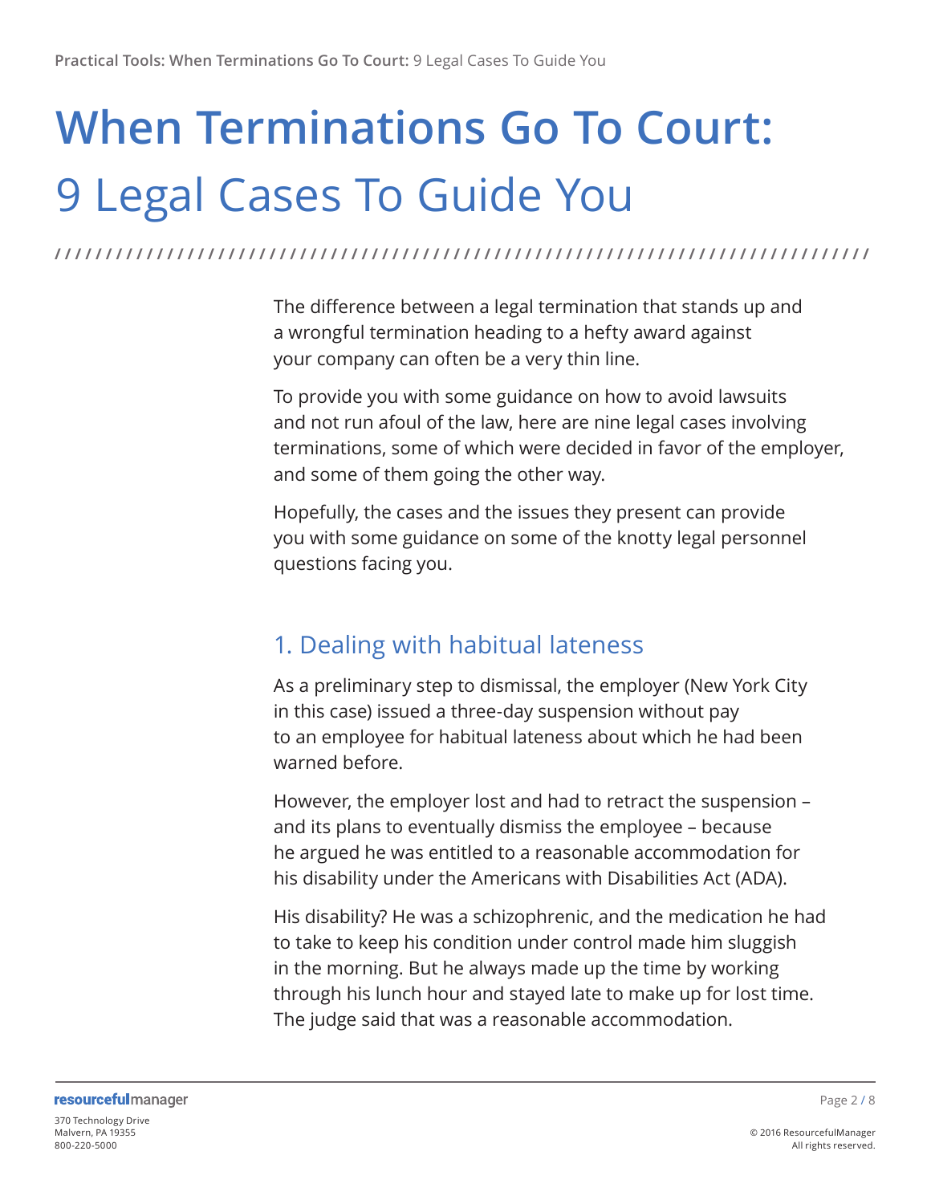# When Terminations Go To Court: 9 Legal Cases To Guide You

The difference between a legal termination that stands up and a wrongful termination heading to a hefty award against your company can often be a very thin line.

To provide you with some guidance on how to avoid lawsuits and not run afoul of the law, here are nine legal cases involving terminations, some of which were decided in favor of the employer, and some of them going the other way.

Hopefully, the cases and the issues they present can provide you with some guidance on some of the knotty legal personnel questions facing you.

## 1. Dealing with habitual lateness

As a preliminary step to dismissal, the employer (New York City in this case) issued a three-day suspension without pay to an employee for habitual lateness about which he had been warned before.

However, the employer lost and had to retract the suspension – and its plans to eventually dismiss the employee – because he argued he was entitled to a reasonable accommodation for his disability under the Americans with Disabilities Act (ADA).

His disability? He was a schizophrenic, and the medication he had to take to keep his condition under control made him sluggish in the morning. But he always made up the time by working through his lunch hour and stayed late to make up for lost time. The judge said that was a reasonable accommodation.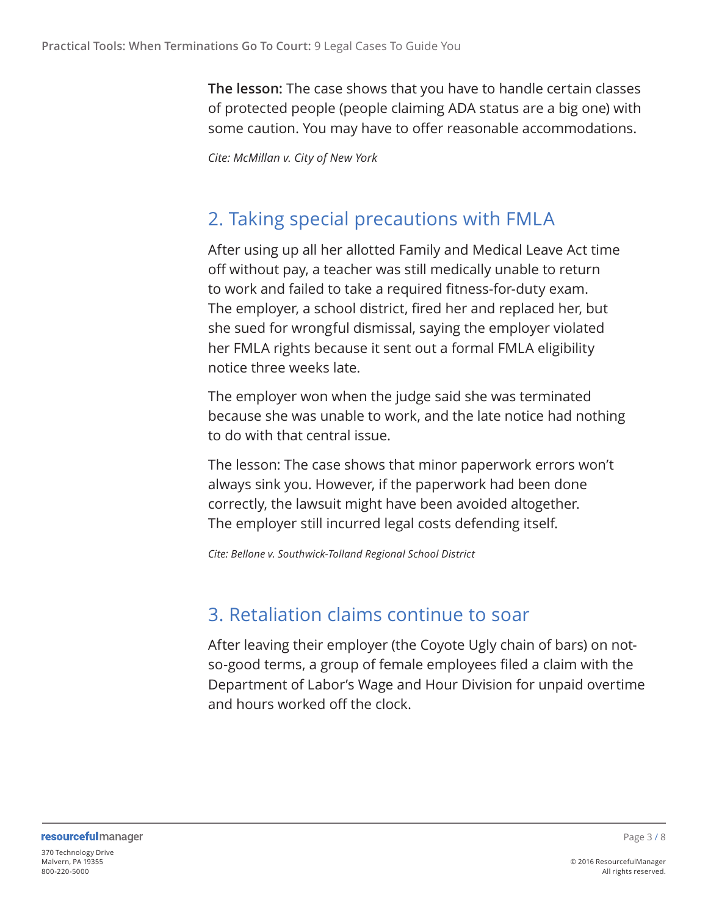**The lesson:** The case shows that you have to handle certain classes of protected people (people claiming ADA status are a big one) with some caution. You may have to offer reasonable accommodations.

*Cite: McMillan v. City of New York*

## 2. Taking special precautions with FMLA

After using up all her allotted Family and Medical Leave Act time off without pay, a teacher was still medically unable to return to work and failed to take a required fitness-for-duty exam. The employer, a school district, fired her and replaced her, but she sued for wrongful dismissal, saying the employer violated her FMLA rights because it sent out a formal FMLA eligibility notice three weeks late.

The employer won when the judge said she was terminated because she was unable to work, and the late notice had nothing to do with that central issue.

The lesson: The case shows that minor paperwork errors won't always sink you. However, if the paperwork had been done correctly, the lawsuit might have been avoided altogether. The employer still incurred legal costs defending itself.

*Cite: Bellone v. Southwick-Tolland Regional School District*

## 3. Retaliation claims continue to soar

After leaving their employer (the Coyote Ugly chain of bars) on not-so-good terms, a group of female employees filed a claim with the Department of Labor's Wage and Hour Division for unpaid overtime and hours worked off the clock.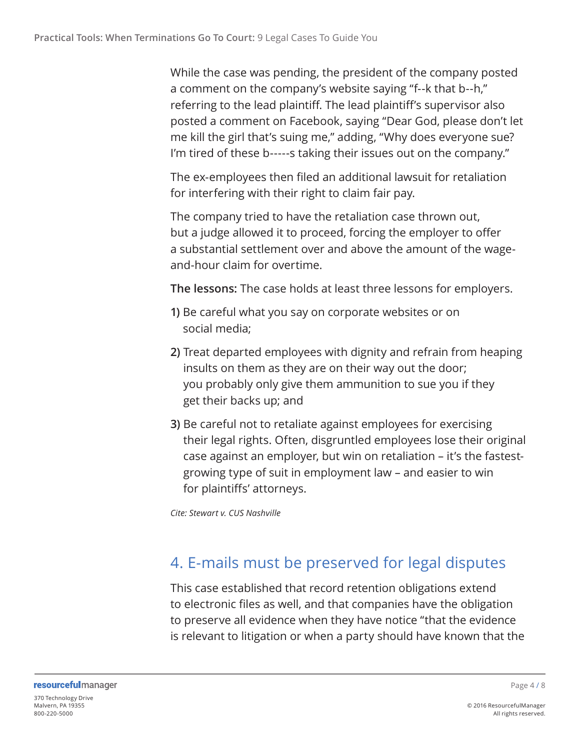While the case was pending, the president of the company posted a comment on the company's website saying "f--k that b--h," referring to the lead plaintiff. The lead plaintiff's supervisor also posted a comment on Facebook, saying "Dear God, please don't let me kill the girl that's suing me," adding, "Why does everyone sue? I'm tired of these b-----s taking their issues out on the company."

The ex-employees then filed an additional lawsuit for retaliation for interfering with their right to claim fair pay.

The company tried to have the retaliation case thrown out, but a judge allowed it to proceed, forcing the employer to offer a substantial settlement over and above the amount of the wage-and-hour claim for overtime.

**The lessons:** The case holds at least three lessons for employers.

**1)** Be careful what you say on corporate websites or on social media;

**2)** Treat departed employees with dignity and refrain from heaping insults on them as they are on their way out the door; you probably only give them ammunition to sue you if they get their backs up; and

**3)** Be careful not to retaliate against employees for exercising their legal rights. Often, disgruntled employees lose their original case against an employer, but win on retaliation – it's the fastest-growing type of suit in employment law – and easier to win for plaintiffs' attorneys.

*Cite: Stewart v. CUS Nashville*

## 4. E-mails must be preserved for legal disputes

This case established that record retention obligations extend to electronic files as well, and that companies have the obligation to preserve all evidence when they have notice "that the evidence is relevant to litigation or when a party should have known that the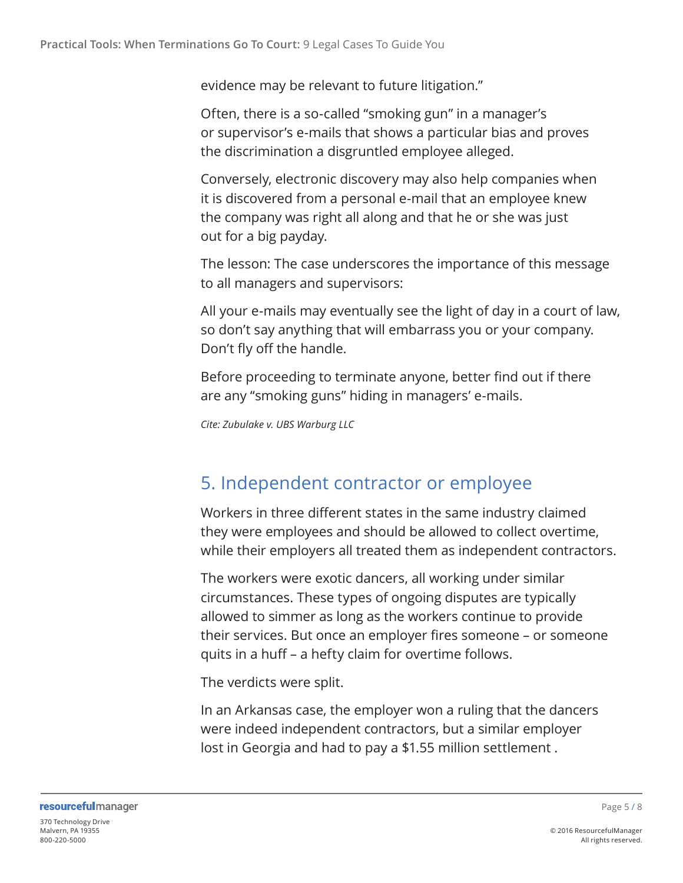evidence may be relevant to future litigation."

Often, there is a so-called "smoking gun" in a manager's or supervisor's e-mails that shows a particular bias and proves the discrimination a disgruntled employee alleged.

Conversely, electronic discovery may also help companies when it is discovered from a personal e-mail that an employee knew the company was right all along and that he or she was just out for a big payday.

The lesson: The case underscores the importance of this message to all managers and supervisors:

All your e-mails may eventually see the light of day in a court of law, so don't say anything that will embarrass you or your company. Don't fly off the handle.

Before proceeding to terminate anyone, better find out if there are any "smoking guns" hiding in managers' e-mails.

*Cite: Zubulake v. UBS Warburg LLC*

## 5. Independent contractor or employee

Workers in three different states in the same industry claimed they were employees and should be allowed to collect overtime, while their employers all treated them as independent contractors.

The workers were exotic dancers, all working under similar circumstances. These types of ongoing disputes are typically allowed to simmer as long as the workers continue to provide their services. But once an employer fires someone – or someone quits in a huff – a hefty claim for overtime follows.

The verdicts were split.

In an Arkansas case, the employer won a ruling that the dancers were indeed independent contractors, but a similar employer lost in Georgia and had to pay a $1.55 million settlement .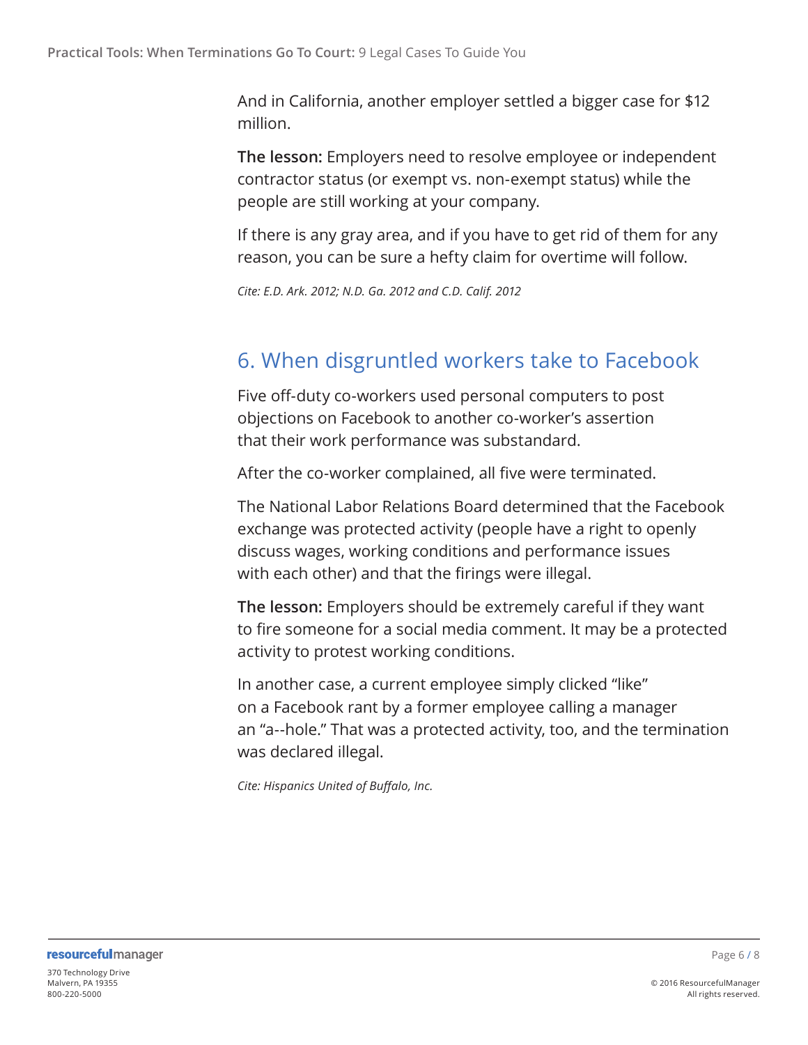And in California, another employer settled a bigger case for $12 million.

**The lesson:** Employers need to resolve employee or independent contractor status (or exempt vs. non-exempt status) while the people are still working at your company.

If there is any gray area, and if you have to get rid of them for any reason, you can be sure a hefty claim for overtime will follow.

*Cite: E.D. Ark. 2012; N.D. Ga. 2012 and C.D. Calif. 2012*

## 6. When disgruntled workers take to Facebook

Five off-duty co-workers used personal computers to post objections on Facebook to another co-worker's assertion that their work performance was substandard.

After the co-worker complained, all five were terminated.

The National Labor Relations Board determined that the Facebook exchange was protected activity (people have a right to openly discuss wages, working conditions and performance issues with each other) and that the firings were illegal.

**The lesson:** Employers should be extremely careful if they want to fire someone for a social media comment. It may be a protected activity to protest working conditions.

In another case, a current employee simply clicked "like" on a Facebook rant by a former employee calling a manager an "a--hole." That was a protected activity, too, and the termination was declared illegal.

*Cite: Hispanics United of Buffalo, Inc.*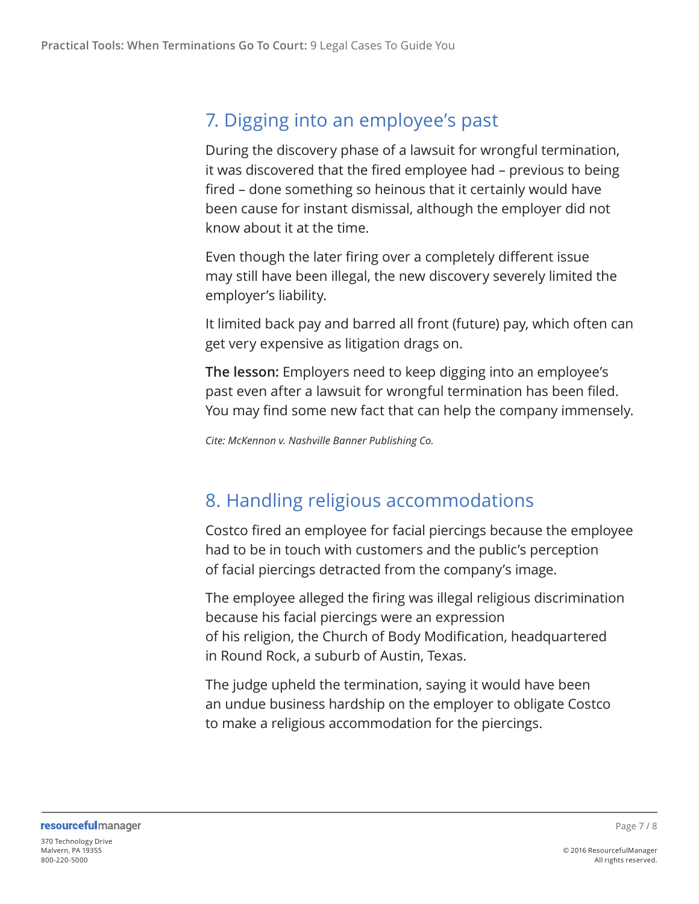## 7. Digging into an employee's past

During the discovery phase of a lawsuit for wrongful termination, it was discovered that the fired employee had – previous to being fired – done something so heinous that it certainly would have been cause for instant dismissal, although the employer did not know about it at the time.

Even though the later firing over a completely different issue may still have been illegal, the new discovery severely limited the employer's liability.

It limited back pay and barred all front (future) pay, which often can get very expensive as litigation drags on.

**The lesson:** Employers need to keep digging into an employee's past even after a lawsuit for wrongful termination has been filed. You may find some new fact that can help the company immensely.

*Cite: McKennon v. Nashville Banner Publishing Co.*

## 8. Handling religious accommodations

Costco fired an employee for facial piercings because the employee had to be in touch with customers and the public's perception of facial piercings detracted from the company's image.

The employee alleged the firing was illegal religious discrimination because his facial piercings were an expression of his religion, the Church of Body Modification, headquartered in Round Rock, a suburb of Austin, Texas.

The judge upheld the termination, saying it would have been an undue business hardship on the employer to obligate Costco to make a religious accommodation for the piercings.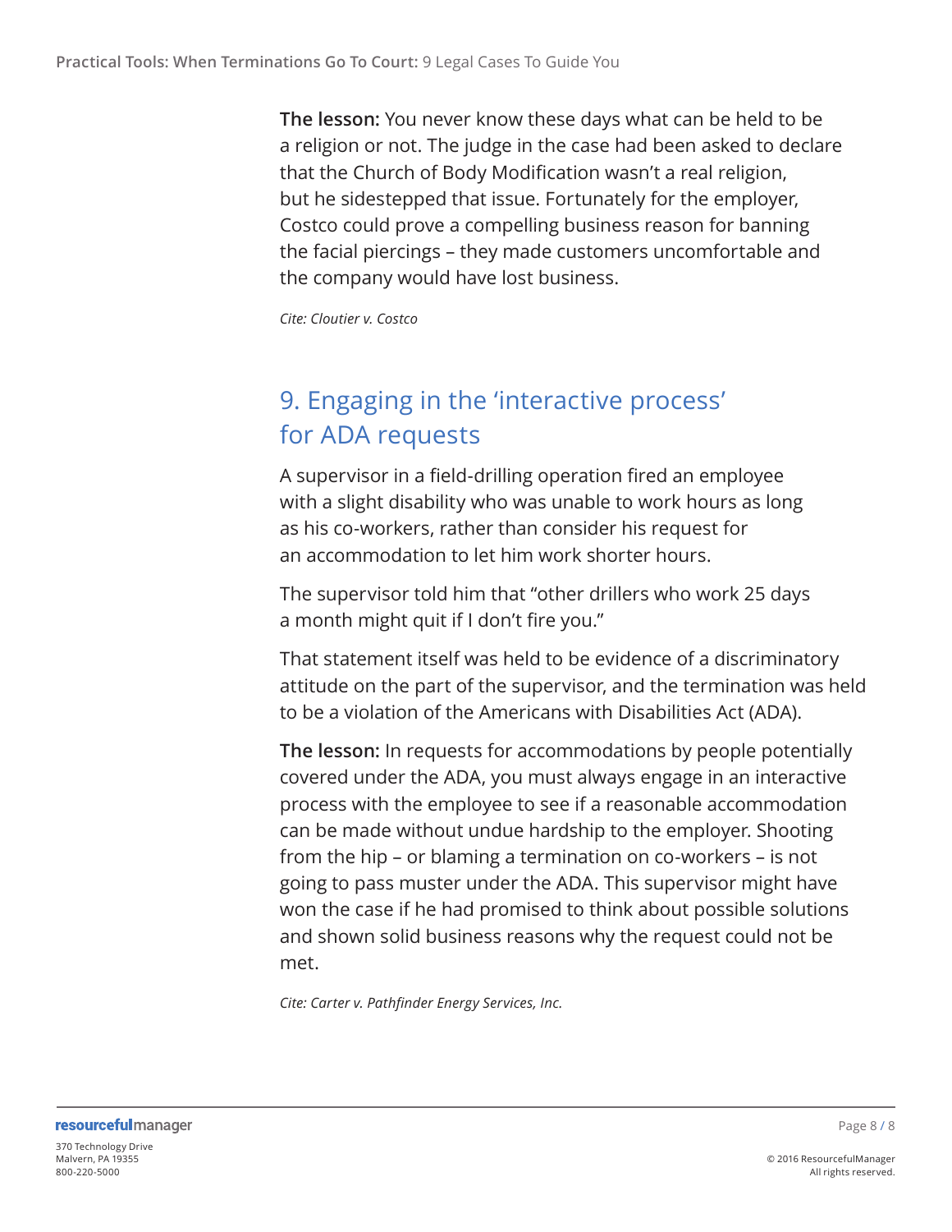**The lesson:** You never know these days what can be held to be a religion or not. The judge in the case had been asked to declare that the Church of Body Modification wasn't a real religion, but he sidestepped that issue. Fortunately for the employer, Costco could prove a compelling business reason for banning the facial piercings – they made customers uncomfortable and the company would have lost business.

*Cite: Cloutier v. Costco*

## 9. Engaging in the 'interactive process' for ADA requests

A supervisor in a field-drilling operation fired an employee with a slight disability who was unable to work hours as long as his co-workers, rather than consider his request for an accommodation to let him work shorter hours.

The supervisor told him that "other drillers who work 25 days a month might quit if I don't fire you."

That statement itself was held to be evidence of a discriminatory attitude on the part of the supervisor, and the termination was held to be a violation of the Americans with Disabilities Act (ADA).

**The lesson:** In requests for accommodations by people potentially covered under the ADA, you must always engage in an interactive process with the employee to see if a reasonable accommodation can be made without undue hardship to the employer. Shooting from the hip – or blaming a termination on co-workers – is not going to pass muster under the ADA. This supervisor might have won the case if he had promised to think about possible solutions and shown solid business reasons why the request could not be met.

*Cite: Carter v. Pathfinder Energy Services, Inc.*